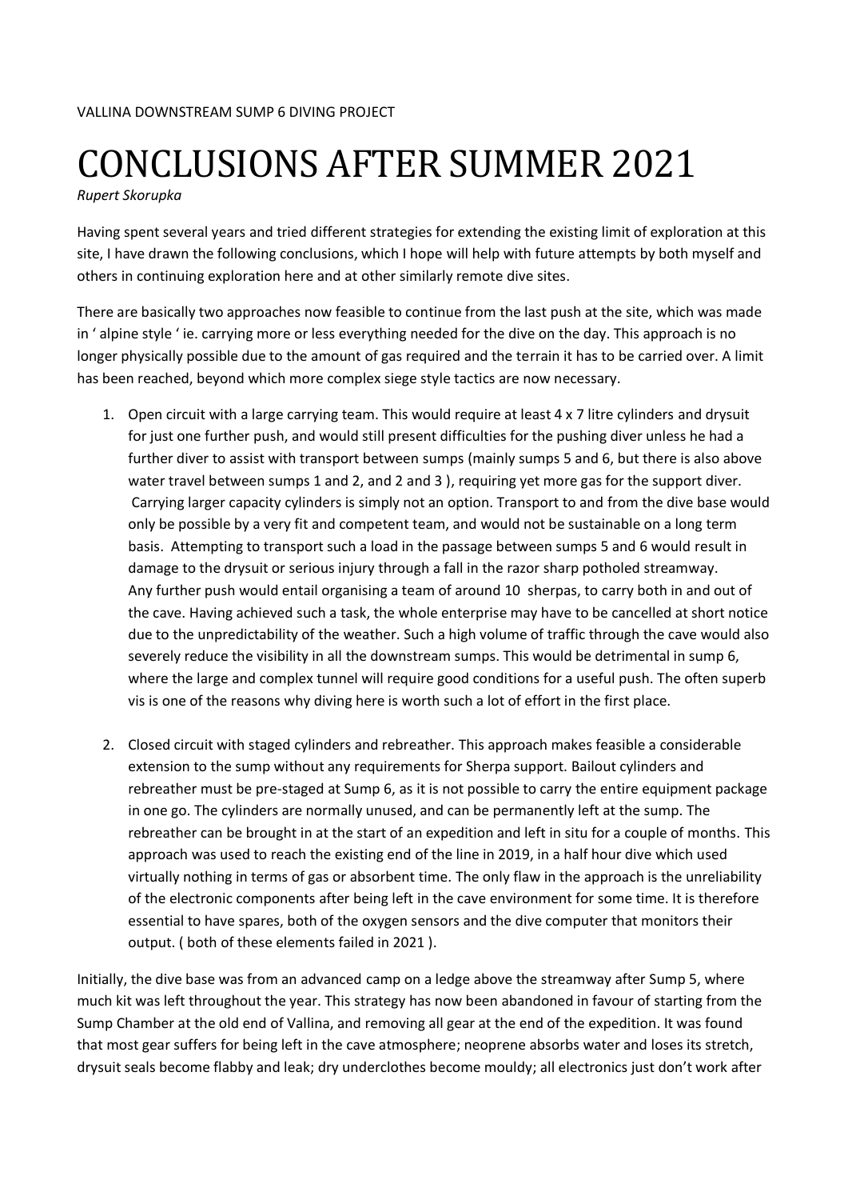VALLINA DOWNSTREAM SUMP 6 DIVING PROJECT

# CONCLUSIONS AFTER SUMMER 2021

*Rupert Skorupka*

Having spent several years and tried different strategies for extending the existing limit of exploration at this site, I have drawn the following conclusions, which I hope will help with future attempts by both myself and others in continuing exploration here and at other similarly remote dive sites.

There are basically two approaches now feasible to continue from the last push at the site, which was made in ' alpine style ' ie. carrying more or less everything needed for the dive on the day. This approach is no longer physically possible due to the amount of gas required and the terrain it has to be carried over. A limit has been reached, beyond which more complex siege style tactics are now necessary.

1. Open circuit with a large carrying team. This would require at least 4 x 7 litre cylinders and drysuit for just one further push, and would still present difficulties for the pushing diver unless he had a further diver to assist with transport between sumps (mainly sumps 5 and 6, but there is also above water travel between sumps 1 and 2, and 2 and 3 ), requiring yet more gas for the support diver. Carrying larger capacity cylinders is simply not an option. Transport to and from the dive base would only be possible by a very fit and competent team, and would not be sustainable on a long term basis. Attempting to transport such a load in the passage between sumps 5 and 6 would result in damage to the drysuit or serious injury through a fall in the razor sharp potholed streamway. Any further push would entail organising a team of around 10 sherpas, to carry both in and out of the cave. Having achieved such a task, the whole enterprise may have to be cancelled at short notice due to the unpredictability of the weather. Such a high volume of traffic through the cave would also severely reduce the visibility in all the downstream sumps. This would be detrimental in sump 6, where the large and complex tunnel will require good conditions for a useful push. The often superb vis is one of the reasons why diving here is worth such a lot of effort in the first place.

2. Closed circuit with staged cylinders and rebreather. This approach makes feasible a considerable extension to the sump without any requirements for Sherpa support. Bailout cylinders and rebreather must be pre-staged at Sump 6, as it is not possible to carry the entire equipment package in one go. The cylinders are normally unused, and can be permanently left at the sump. The rebreather can be brought in at the start of an expedition and left in situ for a couple of months. This approach was used to reach the existing end of the line in 2019, in a half hour dive which used virtually nothing in terms of gas or absorbent time. The only flaw in the approach is the unreliability of the electronic components after being left in the cave environment for some time. It is therefore essential to have spares, both of the oxygen sensors and the dive computer that monitors their output. ( both of these elements failed in 2021 ).

Initially, the dive base was from an advanced camp on a ledge above the streamway after Sump 5, where much kit was left throughout the year. This strategy has now been abandoned in favour of starting from the Sump Chamber at the old end of Vallina, and removing all gear at the end of the expedition. It was found that most gear suffers for being left in the cave atmosphere; neoprene absorbs water and loses its stretch, drysuit seals become flabby and leak; dry underclothes become mouldy; all electronics just don't work after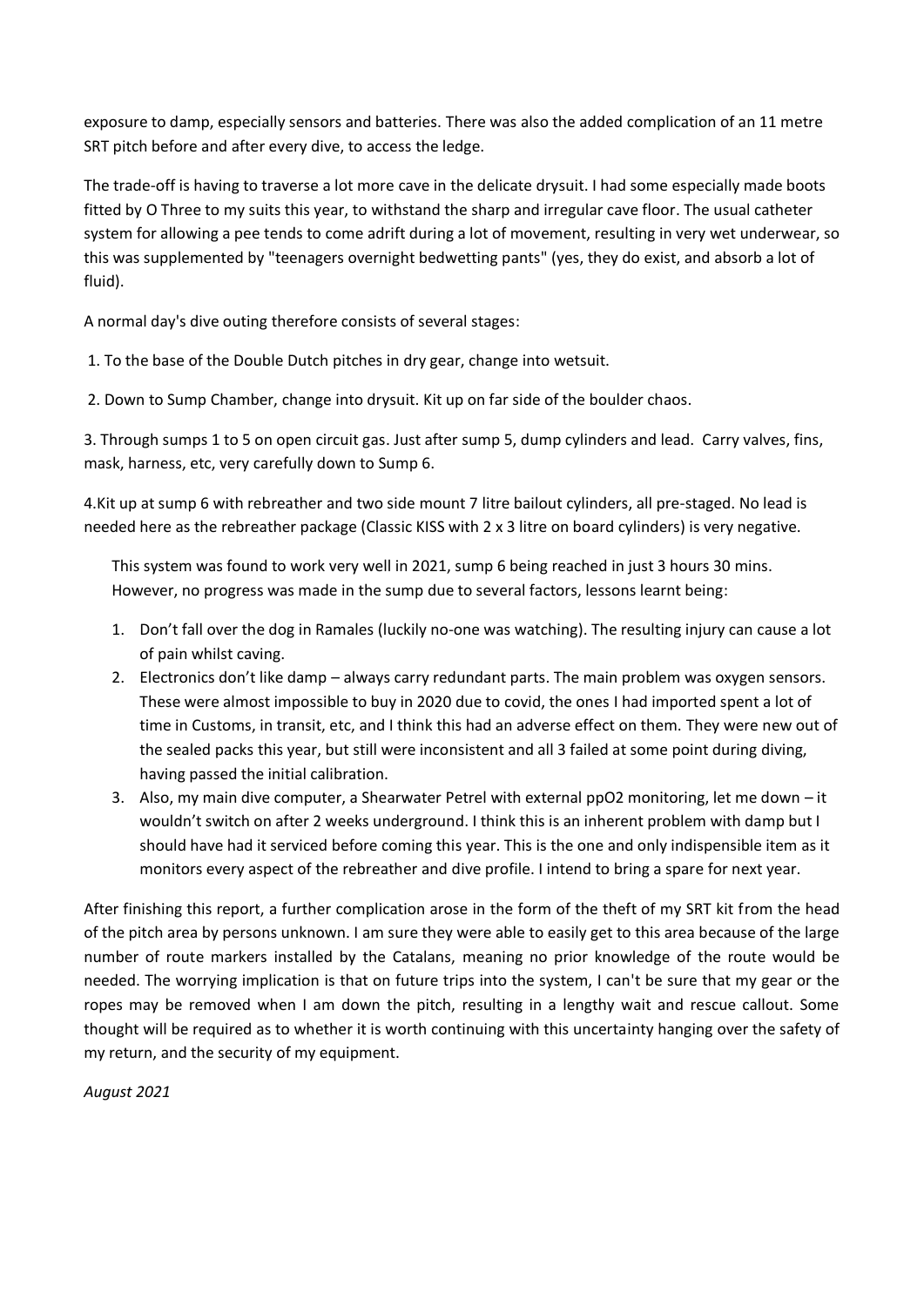exposure to damp, especially sensors and batteries. There was also the added complication of an 11 metre SRT pitch before and after every dive, to access the ledge.

The trade-off is having to traverse a lot more cave in the delicate drysuit. I had some especially made boots fitted by O Three to my suits this year, to withstand the sharp and irregular cave floor. The usual catheter system for allowing a pee tends to come adrift during a lot of movement, resulting in very wet underwear, so this was supplemented by "teenagers overnight bedwetting pants" (yes, they do exist, and absorb a lot of fluid).

A normal day's dive outing therefore consists of several stages:

1. To the base of the Double Dutch pitches in dry gear, change into wetsuit.

2. Down to Sump Chamber, change into drysuit. Kit up on far side of the boulder chaos.

3. Through sumps 1 to 5 on open circuit gas. Just after sump 5, dump cylinders and lead. Carry valves, fins, mask, harness, etc, very carefully down to Sump 6.

4. Kit up at sump 6 with rebreather and two side mount 7 litre bailout cylinders, all pre-staged. No lead is needed here as the rebreather package (Classic KISS with 2 x 3 litre on board cylinders) is very negative.

This system was found to work very well in 2021, sump 6 being reached in just 3 hours 30 mins. However, no progress was made in the sump due to several factors, lessons learnt being:

1. Don't fall over the dog in Ramales (luckily no-one was watching). The resulting injury can cause a lot of pain whilst caving.
2. Electronics don't like damp – always carry redundant parts. The main problem was oxygen sensors. These were almost impossible to buy in 2020 due to covid, the ones I had imported spent a lot of time in Customs, in transit, etc, and I think this had an adverse effect on them. They were new out of the sealed packs this year, but still were inconsistent and all 3 failed at some point during diving, having passed the initial calibration.
3. Also, my main dive computer, a Shearwater Petrel with external ppO2 monitoring, let me down – it wouldn't switch on after 2 weeks underground. I think this is an inherent problem with damp but I should have had it serviced before coming this year. This is the one and only indispensible item as it monitors every aspect of the rebreather and dive profile. I intend to bring a spare for next year.

After finishing this report, a further complication arose in the form of the theft of my SRT kit from the head of the pitch area by persons unknown. I am sure they were able to easily get to this area because of the large number of route markers installed by the Catalans, meaning no prior knowledge of the route would be needed. The worrying implication is that on future trips into the system, I can't be sure that my gear or the ropes may be removed when I am down the pitch, resulting in a lengthy wait and rescue callout. Some thought will be required as to whether it is worth continuing with this uncertainty hanging over the safety of my return, and the security of my equipment.

*August 2021*